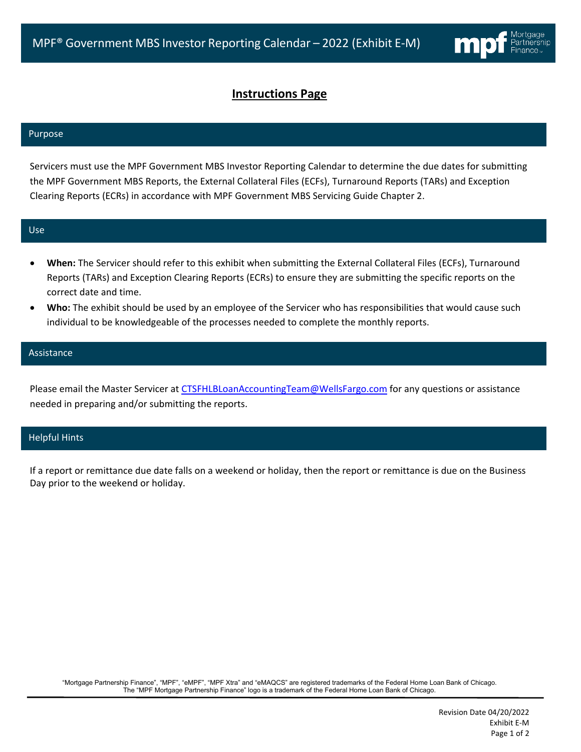# MPF® Government MBS Investor Reporting Calendar – 2022 (Exhibit E-M)

## Instructions Page

### Purpose

Servicers must use the MPF Government MBS Investor Reporting Calendar to determine the due dates for submitting the MPF Government MBS Reports, the External Collateral Files (ECFs), Turnaround Reports (TARs) and Exception Clearing Reports (ECRs) in accordance with MPF Government MBS Servicing Guide Chapter 2.

### Use

- **When:** The Servicer should refer to this exhibit when submitting the External Collateral Files (ECFs), Turnaround Reports (TARs) and Exception Clearing Reports (ECRs) to ensure they are submitting the specific reports on the correct date and time.
- **Who:** The exhibit should be used by an employee of the Servicer who has responsibilities that would cause such individual to be knowledgeable of the processes needed to complete the monthly reports.

### Assistance

Please email the Master Servicer at CTSFHLBLoanAccountingTeam@WellsFargo.com for any questions or assistance needed in preparing and/or submitting the reports.

### Helpful Hints

If a report or remittance due date falls on a weekend or holiday, then the report or remittance is due on the Business Day prior to the weekend or holiday.

"Mortgage Partnership Finance", "MPF", "eMPF", "MPF Xtra" and "eMAQCS" are registered trademarks of the Federal Home Loan Bank of Chicago. The "MPF Mortgage Partnership Finance" logo is a trademark of the Federal Home Loan Bank of Chicago.

Revision Date 04/20/2022
Exhibit E-M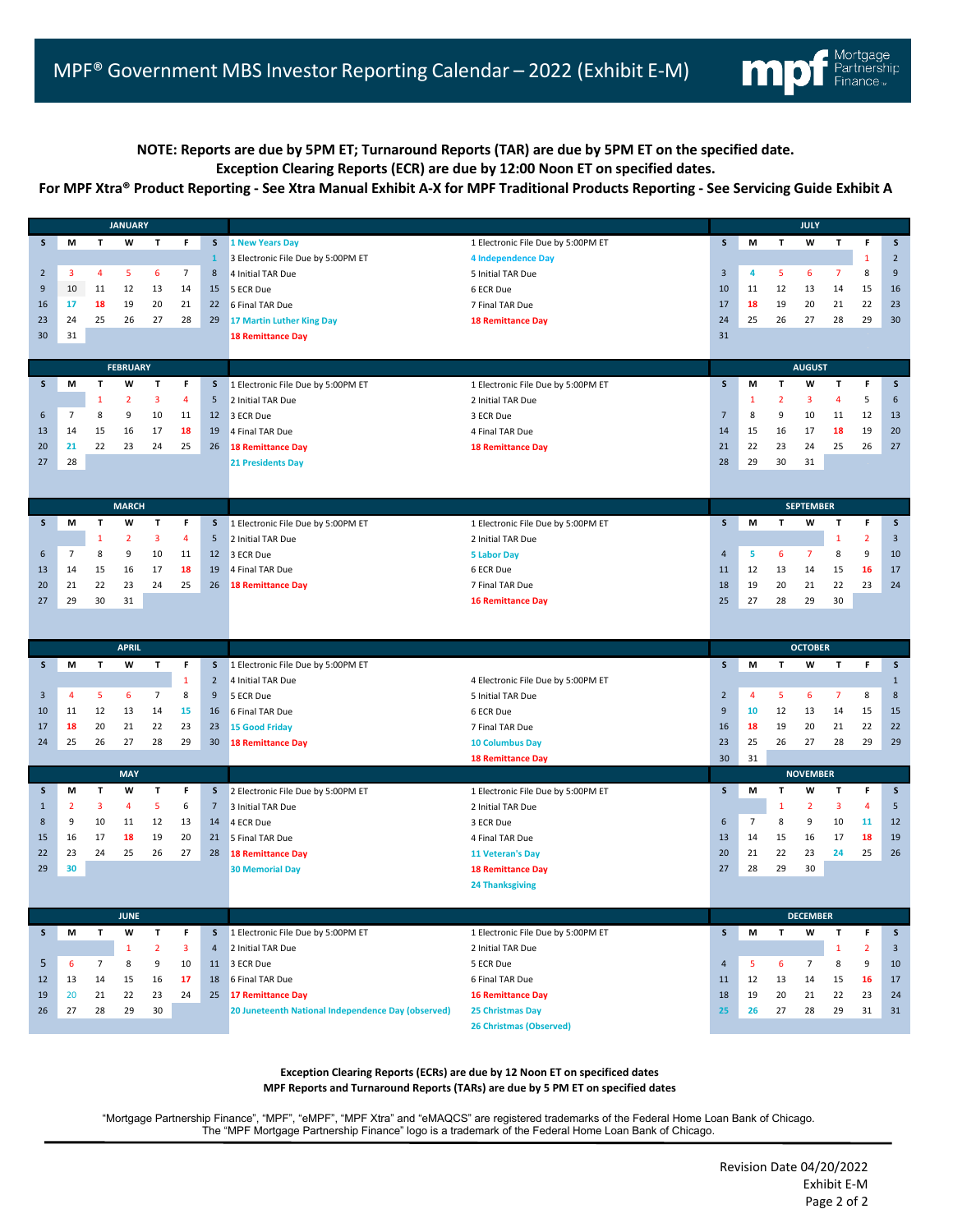# MPF® Government MBS Investor Reporting Calendar – 2022 (Exhibit E-M)

**NOTE: Reports are due by 5PM ET; Turnaround Reports (TAR) are due by 5PM ET on the specified date.**
**Exception Clearing Reports (ECR) are due by 12:00 Noon ET on specified dates.**
**For MPF Xtra® Product Reporting - See Xtra Manual Exhibit A-X for MPF Traditional Products Reporting - See Servicing Guide Exhibit A**

## JANUARY

| S | M | T | W | T | F | S |
|---|---|---|---|---|---|---|
| | | | | | | 1 |
| 2 | 3 | 4 | 5 | 6 | 7 | 8 |
| 9 | 10 | 11 | 12 | 13 | 14 | 15 |
| 16 | 17 | 18 | 19 | 20 | 21 | 22 |
| 23 | 24 | 25 | 26 | 27 | 28 | 29 |
| 30 | 31 | | | | | |

- 1 New Years Day
- 3 Electronic File Due by 5:00PM ET
- 4 Initial TAR Due
- 5 ECR Due
- 6 Final TAR Due
- 17 Martin Luther King Day
- 18 Remittance Day

## JULY

| S | M | T | W | T | F | S |
|---|---|---|---|---|---|---|
| | | | | | 1 | 2 |
| 3 | 4 | 5 | 6 | 7 | 8 | 9 |
| 10 | 11 | 12 | 13 | 14 | 15 | 16 |
| 17 | 18 | 19 | 20 | 21 | 22 | 23 |
| 24 | 25 | 26 | 27 | 28 | 29 | 30 |
| 31 | | | | | | |

- 1 Electronic File Due by 5:00PM ET
- 4 Independence Day
- 5 Initial TAR Due
- 6 ECR Due
- 7 Final TAR Due
- 18 Remittance Day

## FEBRUARY

| S | M | T | W | T | F | S |
|---|---|---|---|---|---|---|
| | | 1 | 2 | 3 | 4 | 5 |
| 6 | 7 | 8 | 9 | 10 | 11 | 12 |
| 13 | 14 | 15 | 16 | 17 | 18 | 19 |
| 20 | 21 | 22 | 23 | 24 | 25 | 26 |
| 27 | 28 | | | | | |

- 1 Electronic File Due by 5:00PM ET
- 2 Initial TAR Due
- 3 ECR Due
- 4 Final TAR Due
- 18 Remittance Day
- 21 Presidents Day

## AUGUST

| S | M | T | W | T | F | S |
|---|---|---|---|---|---|---|
| | 1 | 2 | 3 | 4 | 5 | 6 |
| 7 | 8 | 9 | 10 | 11 | 12 | 13 |
| 14 | 15 | 16 | 17 | 18 | 19 | 20 |
| 21 | 22 | 23 | 24 | 25 | 26 | 27 |
| 28 | 29 | 30 | 31 | | | |

- 1 Electronic File Due by 5:00PM ET
- 2 Initial TAR Due
- 3 ECR Due
- 4 Final TAR Due
- 18 Remittance Day

## MARCH

| S | M | T | W | T | F | S |
|---|---|---|---|---|---|---|
| | | 1 | 2 | 3 | 4 | 5 |
| 6 | 7 | 8 | 9 | 10 | 11 | 12 |
| 13 | 14 | 15 | 16 | 17 | 18 | 19 |
| 20 | 21 | 22 | 23 | 24 | 25 | 26 |
| 27 | 29 | 30 | 31 | | | |

- 1 Electronic File Due by 5:00PM ET
- 2 Initial TAR Due
- 3 ECR Due
- 4 Final TAR Due
- 18 Remittance Day

## SEPTEMBER

| S | M | T | W | T | F | S |
|---|---|---|---|---|---|---|
| | | | | 1 | 2 | 3 |
| 4 | 5 | 6 | 7 | 8 | 9 | 10 |
| 11 | 12 | 13 | 14 | 15 | 16 | 17 |
| 18 | 19 | 20 | 21 | 22 | 23 | 24 |
| 25 | 27 | 28 | 29 | 30 | | |

- 1 Electronic File Due by 5:00PM ET
- 2 Initial TAR Due
- 5 Labor Day
- 6 ECR Due
- 7 Final TAR Due
- 16 Remittance Day

## APRIL

| S | M | T | W | T | F | S |
|---|---|---|---|---|---|---|
| | | | | | 1 | 2 |
| 3 | 4 | 5 | 6 | 7 | 8 | 9 |
| 10 | 11 | 12 | 13 | 14 | 15 | 16 |
| 17 | 18 | 20 | 21 | 22 | 23 | 23 |
| 24 | 25 | 26 | 27 | 28 | 29 | 30 |

- 1 Electronic File Due by 5:00PM ET
- 4 Initial TAR Due
- 5 ECR Due
- 6 Final TAR Due
- 15 Good Friday
- 18 Remittance Day

## OCTOBER

| S | M | T | W | T | F | S |
|---|---|---|---|---|---|---|
| | | | | | | 1 |
| 2 | 4 | 5 | 6 | 7 | 8 | 8 |
| 9 | 10 | 12 | 13 | 14 | 15 | 15 |
| 16 | 18 | 19 | 20 | 21 | 22 | 22 |
| 23 | 25 | 26 | 27 | 28 | 29 | 29 |
| 30 | 31 | | | | | |

- 4 Electronic File Due by 5:00PM ET
- 5 Initial TAR Due
- 6 ECR Due
- 7 Final TAR Due
- 10 Columbus Day
- 18 Remittance Day

## MAY

| S | M | T | W | T | F | S |
|---|---|---|---|---|---|---|
| 1 | 2 | 3 | 4 | 5 | 6 | 7 |
| 8 | 9 | 10 | 11 | 12 | 13 | 14 |
| 15 | 16 | 17 | 18 | 19 | 20 | 21 |
| 22 | 23 | 24 | 25 | 26 | 27 | 28 |
| 29 | 30 | | | | | |

- 2 Electronic File Due by 5:00PM ET
- 3 Initial TAR Due
- 4 ECR Due
- 5 Final TAR Due
- 18 Remittance Day
- 30 Memorial Day

## NOVEMBER

| S | M | T | W | T | F | S |
|---|---|---|---|---|---|---|
| | | 1 | 2 | 3 | 4 | 5 |
| 6 | 7 | 8 | 9 | 10 | 11 | 12 |
| 13 | 14 | 15 | 16 | 17 | 18 | 19 |
| 20 | 21 | 22 | 23 | 24 | 25 | 26 |
| 27 | 28 | 29 | 30 | | | |

- 1 Electronic File Due by 5:00PM ET
- 2 Initial TAR Due
- 3 ECR Due
- 4 Final TAR Due
- 11 Veteran's Day
- 18 Remittance Day
- 24 Thanksgiving

## JUNE

| S | M | T | W | T | F | S |
|---|---|---|---|---|---|---|
| | | | 1 | 2 | 3 | 4 |
| 5 | 6 | 7 | 8 | 9 | 10 | 11 |
| 12 | 13 | 14 | 15 | 16 | 17 | 18 |
| 19 | 20 | 21 | 22 | 23 | 24 | 25 |
| 26 | 27 | 28 | 29 | 30 | | |

- 1 Electronic File Due by 5:00PM ET
- 2 Initial TAR Due
- 3 ECR Due
- 6 Final TAR Due
- 17 Remittance Day
- 20 Juneteenth National Independence Day (observed)

## DECEMBER

| S | M | T | W | T | F | S |
|---|---|---|---|---|---|---|
| | | | | 1 | 2 | 3 |
| 4 | 5 | 6 | 7 | 8 | 9 | 10 |
| 11 | 12 | 13 | 14 | 15 | 16 | 17 |
| 18 | 19 | 20 | 21 | 22 | 23 | 24 |
| 25 | 26 | 27 | 28 | 29 | 31 | 31 |

- 1 Electronic File Due by 5:00PM ET
- 2 Initial TAR Due
- 5 ECR Due
- 6 Final TAR Due
- 16 Remittance Day
- 25 Christmas Day
- 26 Christmas (Observed)

**Exception Clearing Reports (ECRs) are due by 12 Noon ET on specificed dates**
**MPF Reports and Turnaround Reports (TARs) are due by 5 PM ET on specified dates**

"Mortgage Partnership Finance", "MPF", "eMPF", "MPF Xtra" and "eMAQCS" are registered trademarks of the Federal Home Loan Bank of Chicago.
The "MPF Mortgage Partnership Finance" logo is a trademark of the Federal Home Loan Bank of Chicago.

Revision Date 04/20/2022
Exhibit E-M